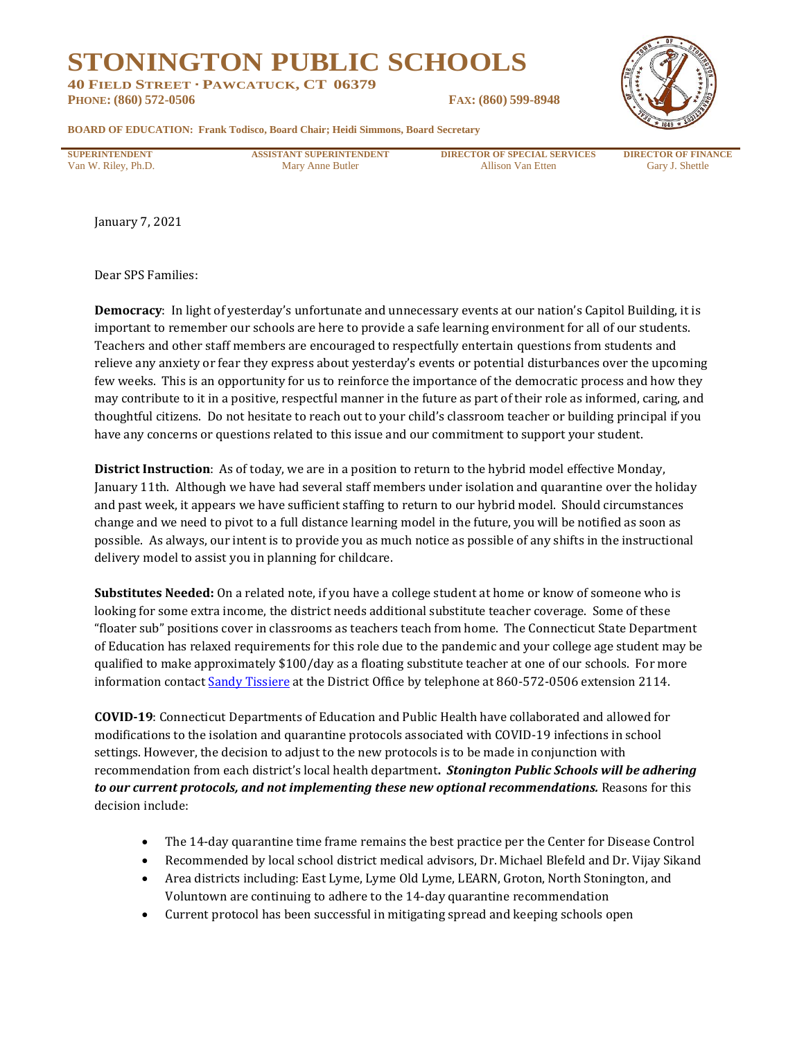# STONINGTON PUBLIC SCHOOLS

**40 FIELD STREET · PAWCATUCK, CT 06379**

**PHONE: (860) 572-0506** **FAX: (860) 599-8948**

**BOARD OF EDUCATION: Frank Todisco, Board Chair; Heidi Simmons, Board Secretary**

| SUPERINTENDENT | ASSISTANT SUPERINTENDENT | DIRECTOR OF SPECIAL SERVICES | DIRECTOR OF FINANCE |
|---|---|---|---|
| Van W. Riley, Ph.D. | Mary Anne Butler | Allison Van Etten | Gary J. Shettle |

January 7, 2021

Dear SPS Families:

**Democracy**: In light of yesterday's unfortunate and unnecessary events at our nation's Capitol Building, it is important to remember our schools are here to provide a safe learning environment for all of our students. Teachers and other staff members are encouraged to respectfully entertain questions from students and relieve any anxiety or fear they express about yesterday's events or potential disturbances over the upcoming few weeks. This is an opportunity for us to reinforce the importance of the democratic process and how they may contribute to it in a positive, respectful manner in the future as part of their role as informed, caring, and thoughtful citizens. Do not hesitate to reach out to your child's classroom teacher or building principal if you have any concerns or questions related to this issue and our commitment to support your student.

**District Instruction**: As of today, we are in a position to return to the hybrid model effective Monday, January 11th. Although we have had several staff members under isolation and quarantine over the holiday and past week, it appears we have sufficient staffing to return to our hybrid model. Should circumstances change and we need to pivot to a full distance learning model in the future, you will be notified as soon as possible. As always, our intent is to provide you as much notice as possible of any shifts in the instructional delivery model to assist you in planning for childcare.

**Substitutes Needed:** On a related note, if you have a college student at home or know of someone who is looking for some extra income, the district needs additional substitute teacher coverage. Some of these "floater sub" positions cover in classrooms as teachers teach from home. The Connecticut State Department of Education has relaxed requirements for this role due to the pandemic and your college age student may be qualified to make approximately $100/day as a floating substitute teacher at one of our schools. For more information contact Sandy Tissiere at the District Office by telephone at 860-572-0506 extension 2114.

**COVID-19**: Connecticut Departments of Education and Public Health have collaborated and allowed for modifications to the isolation and quarantine protocols associated with COVID-19 infections in school settings. However, the decision to adjust to the new protocols is to be made in conjunction with recommendation from each district's local health department**. *Stonington Public Schools will be adhering to our current protocols, and not implementing these new optional recommendations.*** Reasons for this decision include:

- The 14-day quarantine time frame remains the best practice per the Center for Disease Control
- Recommended by local school district medical advisors, Dr. Michael Blefeld and Dr. Vijay Sikand
- Area districts including: East Lyme, Lyme Old Lyme, LEARN, Groton, North Stonington, and Voluntown are continuing to adhere to the 14-day quarantine recommendation
- Current protocol has been successful in mitigating spread and keeping schools open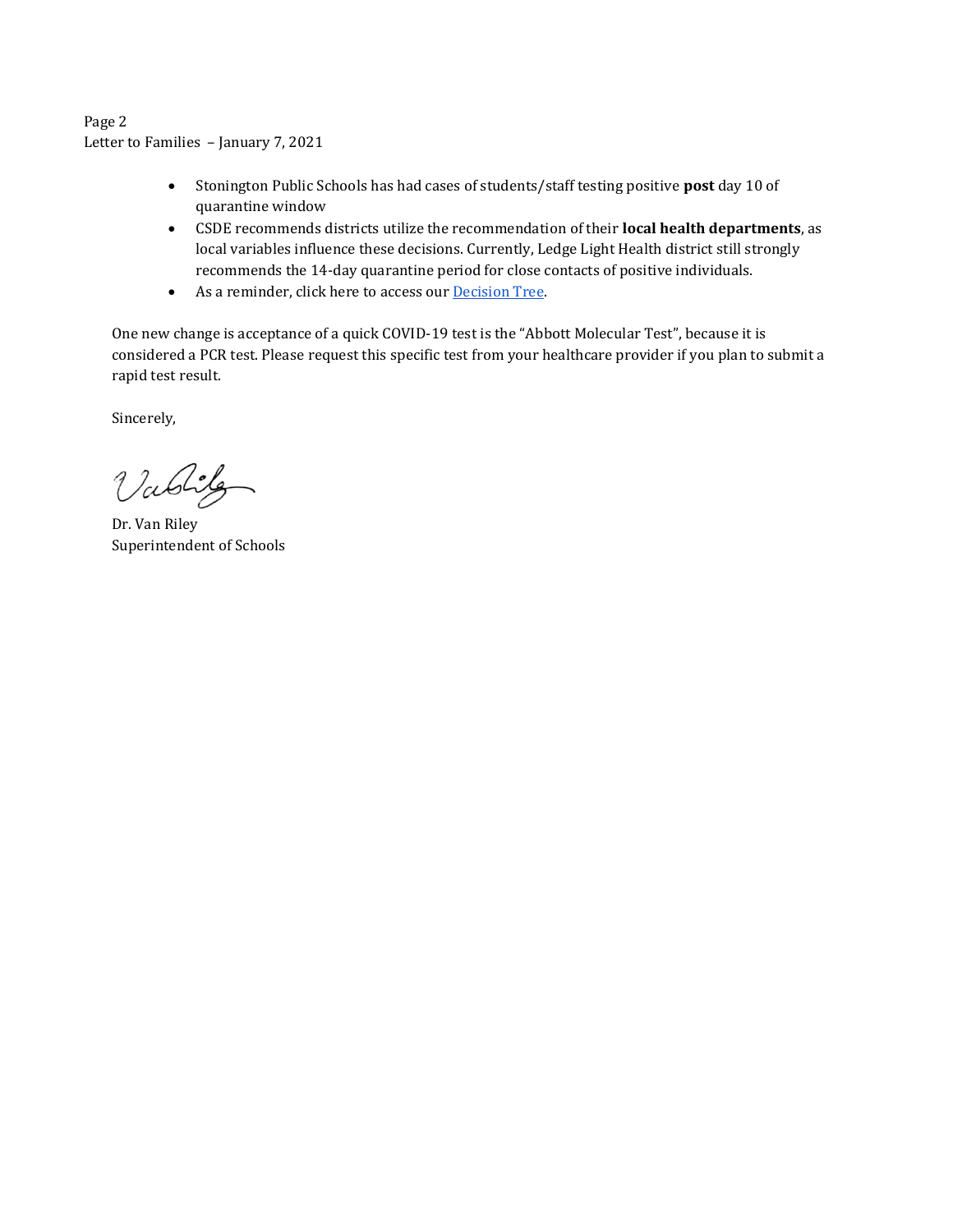- Stonington Public Schools has had cases of students/staff testing positive **post** day 10 of quarantine window
- CSDE recommends districts utilize the recommendation of their **local health departments**, as local variables influence these decisions. Currently, Ledge Light Health district still strongly recommends the 14-day quarantine period for close contacts of positive individuals.
- As a reminder, click here to access our Decision Tree.

One new change is acceptance of a quick COVID-19 test is the "Abbott Molecular Test", because it is considered a PCR test. Please request this specific test from your healthcare provider if you plan to submit a rapid test result.

Sincerely,

Dr. Van Riley
Superintendent of Schools